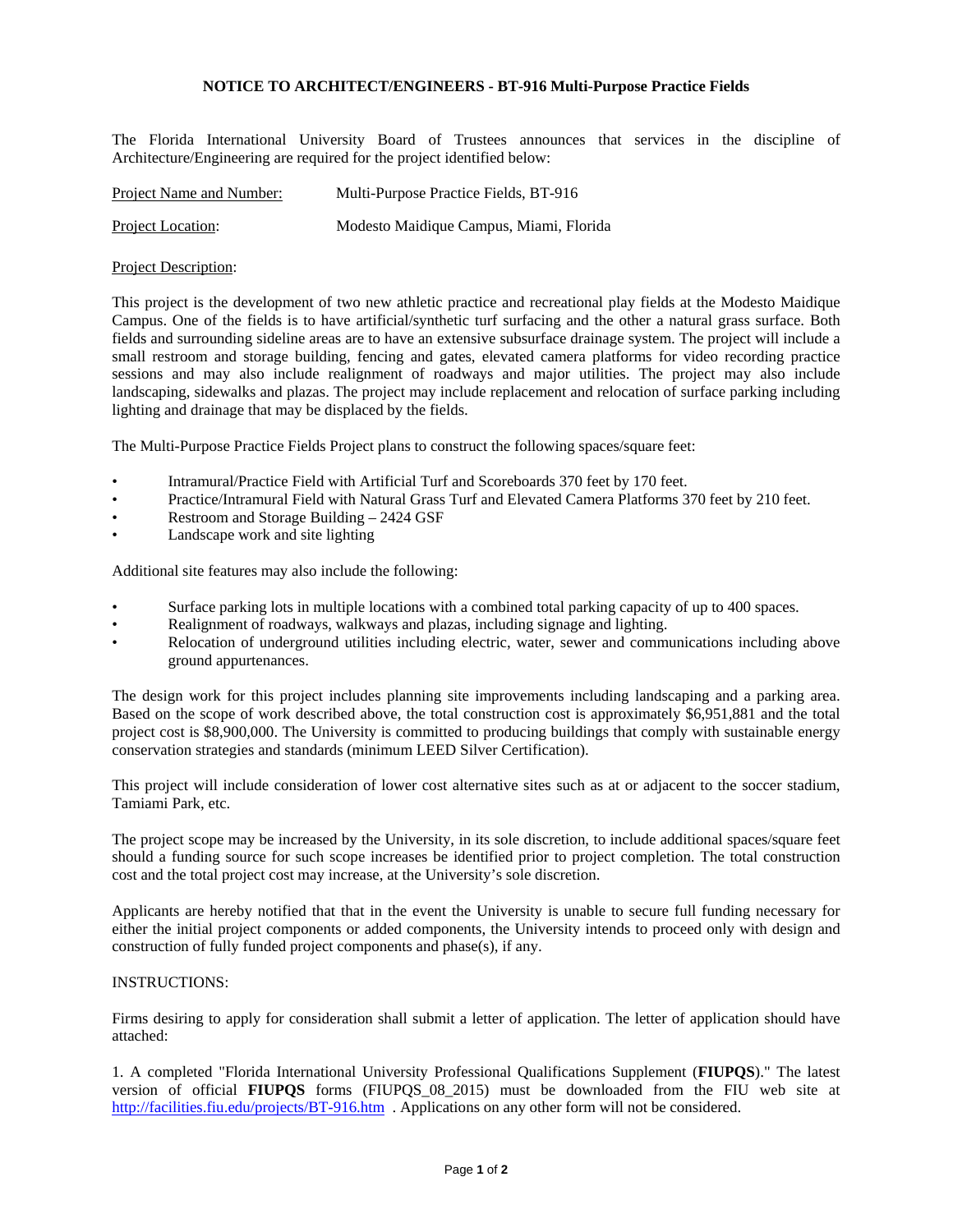**NOTICE TO ARCHITECT/ENGINEERS - BT-916 Multi-Purpose Practice Fields**

The Florida International University Board of Trustees announces that services in the discipline of Architecture/Engineering are required for the project identified below:

Project Name and Number: Multi-Purpose Practice Fields, BT-916

Project Location: Modesto Maidique Campus, Miami, Florida

Project Description:

This project is the development of two new athletic practice and recreational play fields at the Modesto Maidique Campus. One of the fields is to have artificial/synthetic turf surfacing and the other a natural grass surface. Both fields and surrounding sideline areas are to have an extensive subsurface drainage system. The project will include a small restroom and storage building, fencing and gates, elevated camera platforms for video recording practice sessions and may also include realignment of roadways and major utilities. The project may also include landscaping, sidewalks and plazas. The project may include replacement and relocation of surface parking including lighting and drainage that may be displaced by the fields.

The Multi-Purpose Practice Fields Project plans to construct the following spaces/square feet:

- Intramural/Practice Field with Artificial Turf and Scoreboards 370 feet by 170 feet.
- Practice/Intramural Field with Natural Grass Turf and Elevated Camera Platforms 370 feet by 210 feet.
- Restroom and Storage Building – 2424 GSF
- Landscape work and site lighting

Additional site features may also include the following:

- Surface parking lots in multiple locations with a combined total parking capacity of up to 400 spaces.
- Realignment of roadways, walkways and plazas, including signage and lighting.
- Relocation of underground utilities including electric, water, sewer and communications including above ground appurtenances.

The design work for this project includes planning site improvements including landscaping and a parking area. Based on the scope of work described above, the total construction cost is approximately $6,951,881 and the total project cost is $8,900,000. The University is committed to producing buildings that comply with sustainable energy conservation strategies and standards (minimum LEED Silver Certification).

This project will include consideration of lower cost alternative sites such as at or adjacent to the soccer stadium, Tamiami Park, etc.

The project scope may be increased by the University, in its sole discretion, to include additional spaces/square feet should a funding source for such scope increases be identified prior to project completion. The total construction cost and the total project cost may increase, at the University's sole discretion.

Applicants are hereby notified that that in the event the University is unable to secure full funding necessary for either the initial project components or added components, the University intends to proceed only with design and construction of fully funded project components and phase(s), if any.

INSTRUCTIONS:

Firms desiring to apply for consideration shall submit a letter of application. The letter of application should have attached:

1. A completed "Florida International University Professional Qualifications Supplement (**FIUPQS**)." The latest version of official **FIUPQS** forms (FIUPQS_08_2015) must be downloaded from the FIU web site at http://facilities.fiu.edu/projects/BT-916.htm . Applications on any other form will not be considered.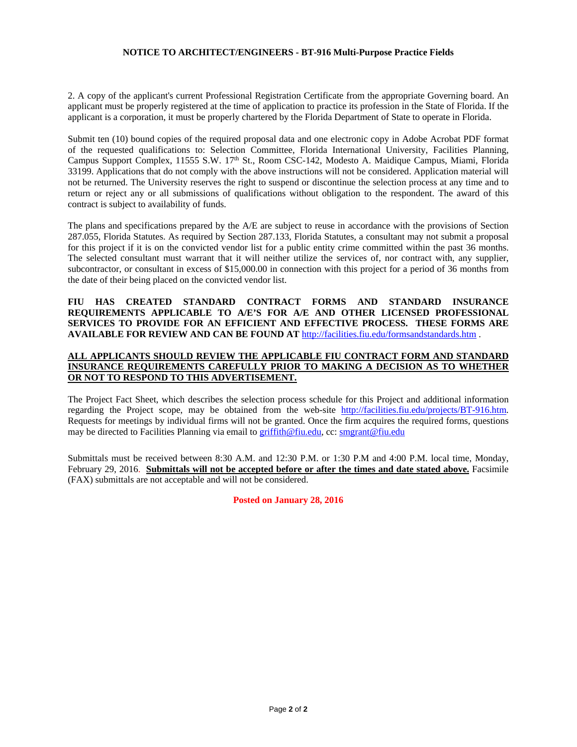**NOTICE TO ARCHITECT/ENGINEERS - BT-916 Multi-Purpose Practice Fields**

2. A copy of the applicant's current Professional Registration Certificate from the appropriate Governing board. An applicant must be properly registered at the time of application to practice its profession in the State of Florida. If the applicant is a corporation, it must be properly chartered by the Florida Department of State to operate in Florida.

Submit ten (10) bound copies of the required proposal data and one electronic copy in Adobe Acrobat PDF format of the requested qualifications to: Selection Committee, Florida International University, Facilities Planning, Campus Support Complex, 11555 S.W. 17th St., Room CSC-142, Modesto A. Maidique Campus, Miami, Florida 33199. Applications that do not comply with the above instructions will not be considered. Application material will not be returned. The University reserves the right to suspend or discontinue the selection process at any time and to return or reject any or all submissions of qualifications without obligation to the respondent. The award of this contract is subject to availability of funds.

The plans and specifications prepared by the A/E are subject to reuse in accordance with the provisions of Section 287.055, Florida Statutes. As required by Section 287.133, Florida Statutes, a consultant may not submit a proposal for this project if it is on the convicted vendor list for a public entity crime committed within the past 36 months. The selected consultant must warrant that it will neither utilize the services of, nor contract with, any supplier, subcontractor, or consultant in excess of $15,000.00 in connection with this project for a period of 36 months from the date of their being placed on the convicted vendor list.

**FIU HAS CREATED STANDARD CONTRACT FORMS AND STANDARD INSURANCE REQUIREMENTS APPLICABLE TO A/E'S FOR A/E AND OTHER LICENSED PROFESSIONAL SERVICES TO PROVIDE FOR AN EFFICIENT AND EFFECTIVE PROCESS. THESE FORMS ARE AVAILABLE FOR REVIEW AND CAN BE FOUND AT** http://facilities.fiu.edu/formsandstandards.htm .

**ALL APPLICANTS SHOULD REVIEW THE APPLICABLE FIU CONTRACT FORM AND STANDARD INSURANCE REQUIREMENTS CAREFULLY PRIOR TO MAKING A DECISION AS TO WHETHER OR NOT TO RESPOND TO THIS ADVERTISEMENT.**

The Project Fact Sheet, which describes the selection process schedule for this Project and additional information regarding the Project scope, may be obtained from the web-site http://facilities.fiu.edu/projects/BT-916.htm. Requests for meetings by individual firms will not be granted. Once the firm acquires the required forms, questions may be directed to Facilities Planning via email to griffith@fiu.edu, cc: smgrant@fiu.edu

Submittals must be received between 8:30 A.M. and 12:30 P.M. or 1:30 P.M and 4:00 P.M. local time, Monday, February 29, 2016. **Submittals will not be accepted before or after the times and date stated above.** Facsimile (FAX) submittals are not acceptable and will not be considered.

**Posted on January 28, 2016**